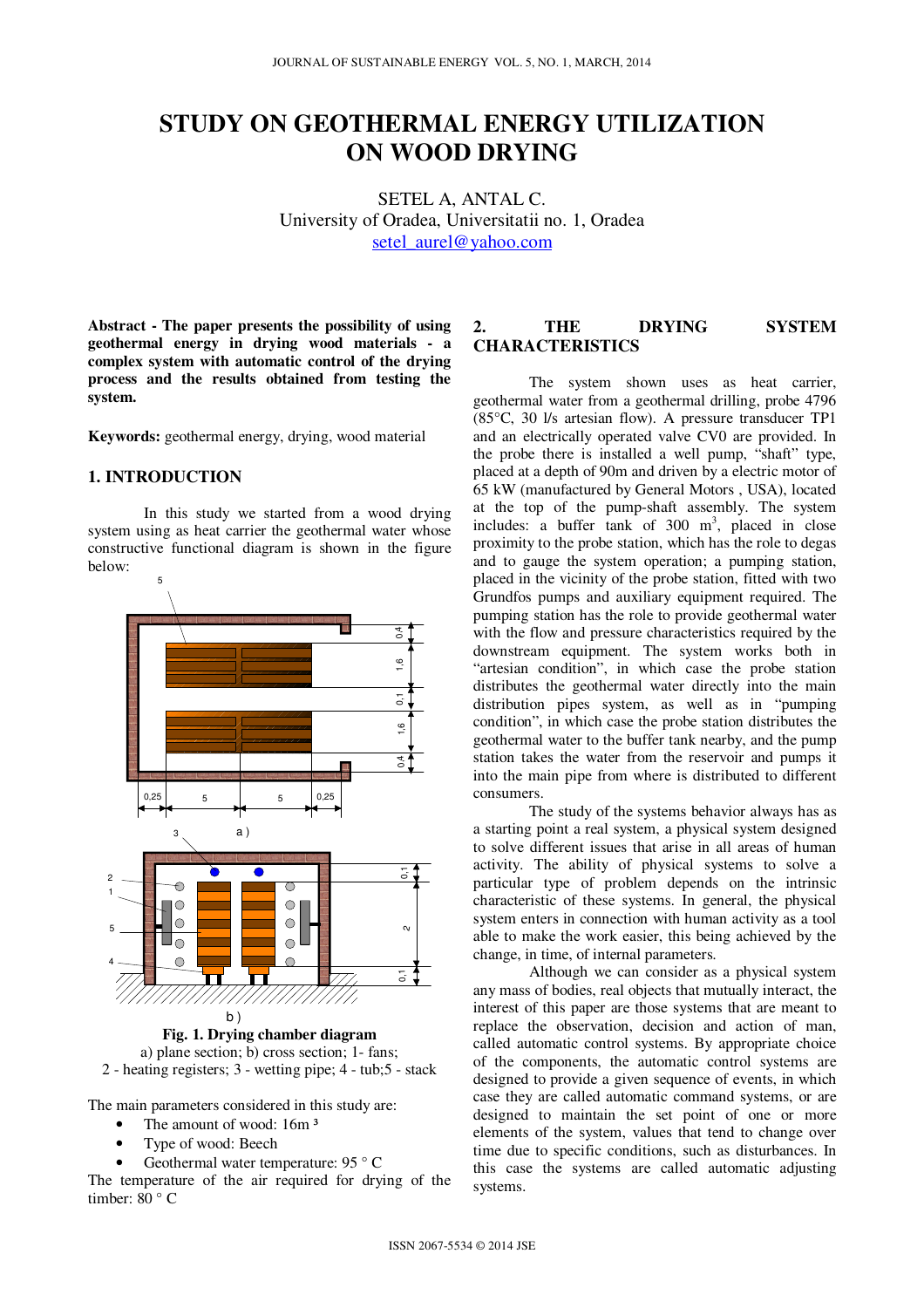# STUDY ON GEOTHERMAL ENERGY UTILIZATION ON WOOD DRYING

SETEL A, ANTAL C.
University of Oradea, Universitatii no. 1, Oradea
setel_aurel@yahoo.com

**Abstract - The paper presents the possibility of using geothermal energy in drying wood materials - a complex system with automatic control of the drying process and the results obtained from testing the system.**

**Keywords:** geothermal energy, drying, wood material

## 1. INTRODUCTION

In this study we started from a wood drying system using as heat carrier the geothermal water whose constructive functional diagram is shown in the figure below:

**Fig. 1. Drying chamber diagram**
a) plane section; b) cross section; 1- fans; 2 - heating registers; 3 - wetting pipe; 4 - tub;5 - stack

The main parameters considered in this study are:

- The amount of wood: 16m ³
- Type of wood: Beech
- Geothermal water temperature: 95 ° C

The temperature of the air required for drying of the timber: 80 ° C

## 2. THE DRYING SYSTEM CHARACTERISTICS

The system shown uses as heat carrier, geothermal water from a geothermal drilling, probe 4796 (85°C, 30 l/s artesian flow). A pressure transducer TP1 and an electrically operated valve CV0 are provided. In the probe there is installed a well pump, "shaft" type, placed at a depth of 90m and driven by a electric motor of 65 kW (manufactured by General Motors , USA), located at the top of the pump-shaft assembly. The system includes: a buffer tank of 300 $m^3$, placed in close proximity to the probe station, which has the role to degas and to gauge the system operation; a pumping station, placed in the vicinity of the probe station, fitted with two Grundfos pumps and auxiliary equipment required. The pumping station has the role to provide geothermal water with the flow and pressure characteristics required by the downstream equipment. The system works both in "artesian condition", in which case the probe station distributes the geothermal water directly into the main distribution pipes system, as well as in "pumping condition", in which case the probe station distributes the geothermal water to the buffer tank nearby, and the pump station takes the water from the reservoir and pumps it into the main pipe from where is distributed to different consumers.

The study of the systems behavior always has as a starting point a real system, a physical system designed to solve different issues that arise in all areas of human activity. The ability of physical systems to solve a particular type of problem depends on the intrinsic characteristic of these systems. In general, the physical system enters in connection with human activity as a tool able to make the work easier, this being achieved by the change, in time, of internal parameters.

Although we can consider as a physical system any mass of bodies, real objects that mutually interact, the interest of this paper are those systems that are meant to replace the observation, decision and action of man, called automatic control systems. By appropriate choice of the components, the automatic control systems are designed to provide a given sequence of events, in which case they are called automatic command systems, or are designed to maintain the set point of one or more elements of the system, values that tend to change over time due to specific conditions, such as disturbances. In this case the systems are called automatic adjusting systems.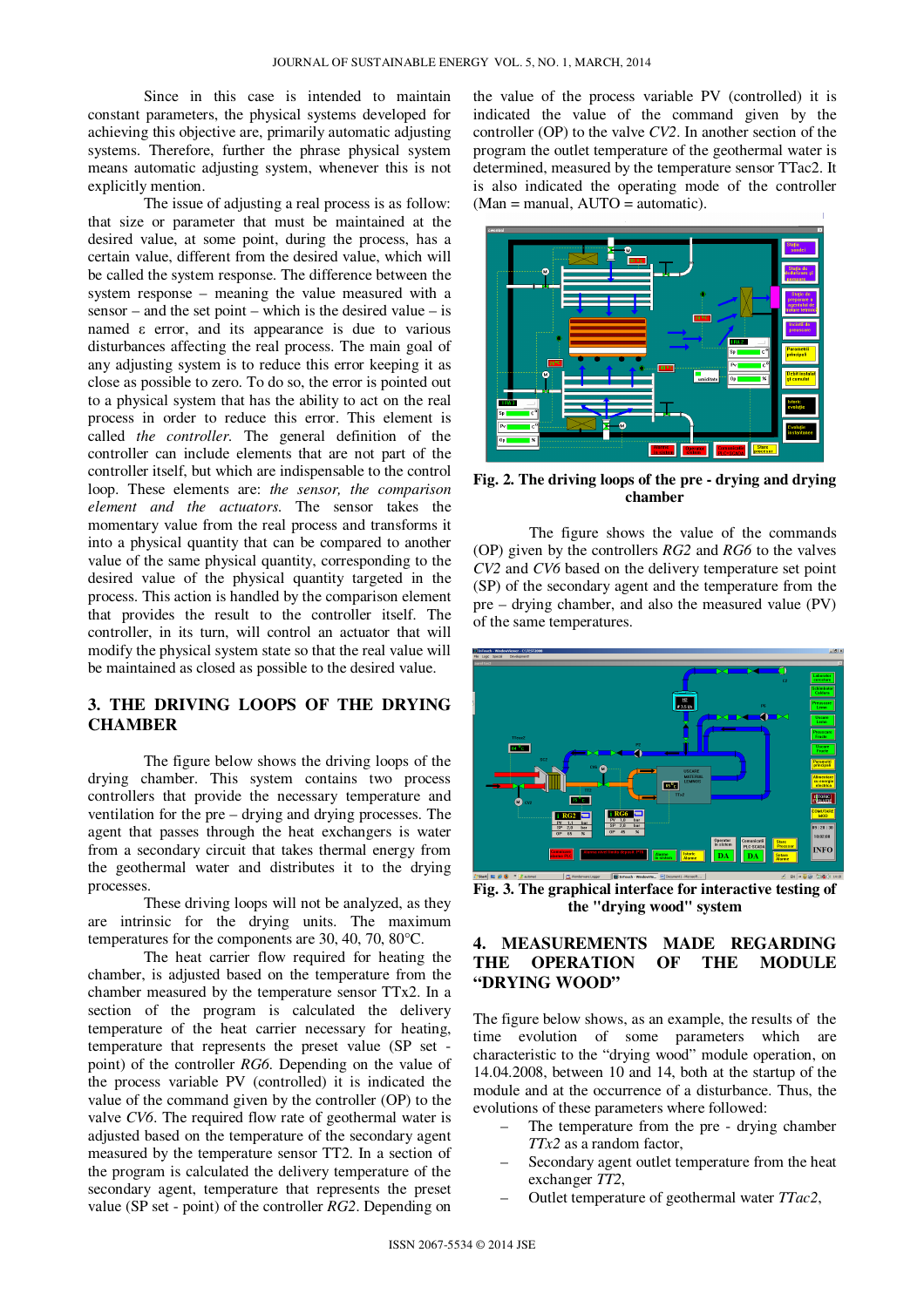Since in this case is intended to maintain constant parameters, the physical systems developed for achieving this objective are, primarily automatic adjusting systems. Therefore, further the phrase physical system means automatic adjusting system, whenever this is not explicitly mention.

The issue of adjusting a real process is as follow: that size or parameter that must be maintained at the desired value, at some point, during the process, has a certain value, different from the desired value, which will be called the system response. The difference between the system response – meaning the value measured with a sensor – and the set point – which is the desired value – is named ε error, and its appearance is due to various disturbances affecting the real process. The main goal of any adjusting system is to reduce this error keeping it as close as possible to zero. To do so, the error is pointed out to a physical system that has the ability to act on the real process in order to reduce this error. This element is called *the controller*. The general definition of the controller can include elements that are not part of the controller itself, but which are indispensable to the control loop. These elements are: *the sensor, the comparison element and the actuators.* The sensor takes the momentary value from the real process and transforms it into a physical quantity that can be compared to another value of the same physical quantity, corresponding to the desired value of the physical quantity targeted in the process. This action is handled by the comparison element that provides the result to the controller itself. The controller, in its turn, will control an actuator that will modify the physical system state so that the real value will be maintained as closed as possible to the desired value.

## 3. THE DRIVING LOOPS OF THE DRYING CHAMBER

The figure below shows the driving loops of the drying chamber. This system contains two process controllers that provide the necessary temperature and ventilation for the pre – drying and drying processes. The agent that passes through the heat exchangers is water from a secondary circuit that takes thermal energy from the geothermal water and distributes it to the drying processes.

These driving loops will not be analyzed, as they are intrinsic for the drying units. The maximum temperatures for the components are 30, 40, 70, 80°C.

The heat carrier flow required for heating the chamber, is adjusted based on the temperature from the chamber measured by the temperature sensor TTx2. In a section of the program is calculated the delivery temperature of the heat carrier necessary for heating, temperature that represents the preset value (SP set - point) of the controller *RG6*. Depending on the value of the process variable PV (controlled) it is indicated the value of the command given by the controller (OP) to the valve *CV6*. The required flow rate of geothermal water is adjusted based on the temperature of the secondary agent measured by the temperature sensor TT2. In a section of the program is calculated the delivery temperature of the secondary agent, temperature that represents the preset value (SP set - point) of the controller *RG2*. Depending on the value of the process variable PV (controlled) it is indicated the value of the command given by the controller (OP) to the valve *CV2*. In another section of the program the outlet temperature of the geothermal water is determined, measured by the temperature sensor TTac2. It is also indicated the operating mode of the controller (Man = manual, AUTO = automatic).

**Fig. 2. The driving loops of the pre - drying and drying chamber**

The figure shows the value of the commands (OP) given by the controllers *RG2* and *RG6* to the valves *CV2* and *CV6* based on the delivery temperature set point (SP) of the secondary agent and the temperature from the pre – drying chamber, and also the measured value (PV) of the same temperatures.

**Fig. 3. The graphical interface for interactive testing of the "drying wood" system**

## 4. MEASUREMENTS MADE REGARDING THE OPERATION OF THE MODULE "DRYING WOOD"

The figure below shows, as an example, the results of the time evolution of some parameters which are characteristic to the "drying wood" module operation, on 14.04.2008, between 10 and 14, both at the startup of the module and at the occurrence of a disturbance. Thus, the evolutions of these parameters where followed:

- The temperature from the pre - drying chamber *TTx2* as a random factor,
- Secondary agent outlet temperature from the heat exchanger *TT2*,
- Outlet temperature of geothermal water *TTac2*,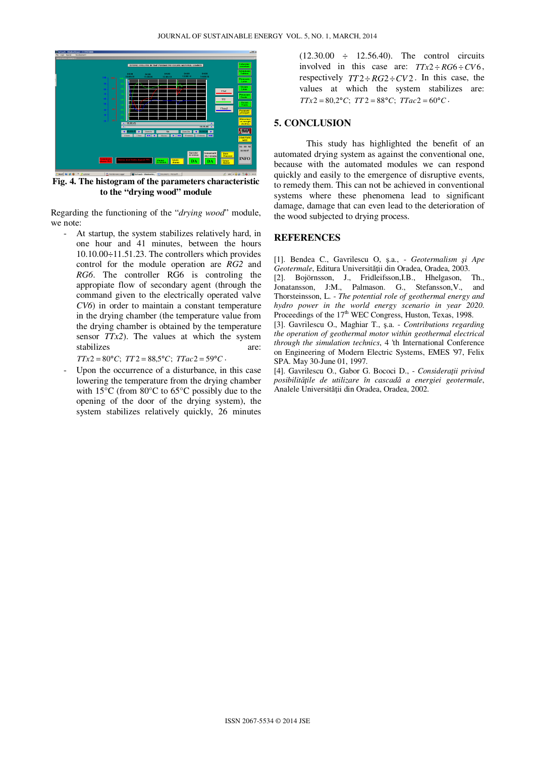Fig. 4. The histogram of the parameters characteristic to the "drying wood" module

Regarding the functioning of the "*drying wood*" module, we note:

- At startup, the system stabilizes relatively hard, in one hour and 41 minutes, between the hours 10.10.00÷11.51.23. The controllers which provides control for the module operation are *RG2* and *RG6*. The controller RG6 is controling the appropiate flow of secondary agent (through the command given to the electrically operated valve *CV6*) in order to maintain a constant temperature in the drying chamber (the temperature value from the drying chamber is obtained by the temperature sensor *TTx2*). The values at which the system stabilizes are: $TTx2 = 80°C$; $TT2 = 88{,}5°C$; $TTac2 = 59°C$.
- Upon the occurrence of a disturbance, in this case lowering the temperature from the drying chamber with 15°C (from 80°C to 65°C possibly due to the opening of the door of the drying system), the system stabilizes relatively quickly, 26 minutes (12.30.00 ÷ 12.56.40). The control circuits involved in this case are: $TTx2 \div RG6 \div CV6$, respectively $TT2 \div RG2 \div CV2$. In this case, the values at which the system stabilizes are: $TTx2 = 80{,}2°C$; $TT2 = 88°C$; $TTac2 = 60°C$.

## 5. CONCLUSION

This study has highlighted the benefit of an automated drying system as against the conventional one, because with the automated modules we can respond quickly and easily to the emergence of disruptive events, to remedy them. This can not be achieved in conventional systems where these phenomena lead to significant damage, damage that can even lead to the deterioration of the wood subjected to drying process.

## REFERENCES

[1]. Bendea C., Gavrilescu O, ş.a., - *Geotermalism şi Ape Geotermale*, Editura Universităţii din Oradea, Oradea, 2003.

[2]. Bojörnsson, J., Fridleifsson,I.B., Hhelgason, Th., Jonatansson, J:M., Palmason. G., Stefansson,V., and Thorsteinsson, L. - *The potential role of geothermal energy and hydro power in the world energy scenario in year 2020.* Proceedings of the 17th WEC Congress, Huston, Texas, 1998.

[3]. Gavrilescu O., Maghiar T., ş.a. - *Contributions regarding the operation of geothermal motor within geothermal electrical through the simulation technics*, 4 'th International Conference on Engineering of Modern Electric Systems, EMES '97, Felix SPA. May 30-June 01, 1997.

[4]. Gavrilescu O., Gabor G. Bococi D., - *Consideraţii privind posibilităţile de utilizare în cascadă a energiei geotermale*, Analele Universităţii din Oradea, Oradea, 2002.